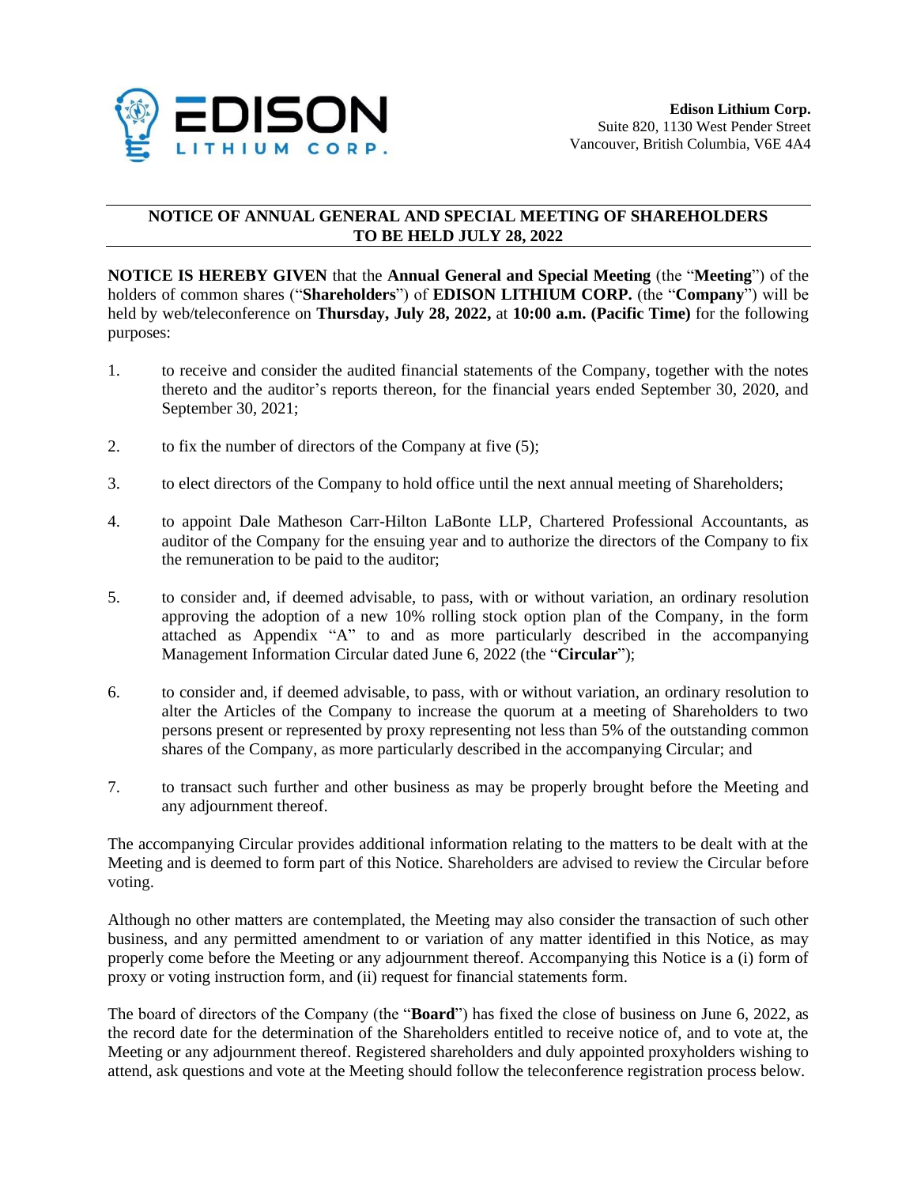**Edison Lithium Corp.**
Suite 820, 1130 West Pender Street
Vancouver, British Columbia, V6E 4A4

## NOTICE OF ANNUAL GENERAL AND SPECIAL MEETING OF SHAREHOLDERS TO BE HELD JULY 28, 2022

**NOTICE IS HEREBY GIVEN** that the **Annual General and Special Meeting** (the "**Meeting**") of the holders of common shares ("**Shareholders**") of **EDISON LITHIUM CORP.** (the "**Company**") will be held by web/teleconference on **Thursday, July 28, 2022,** at **10:00 a.m. (Pacific Time)** for the following purposes:

1. to receive and consider the audited financial statements of the Company, together with the notes thereto and the auditor's reports thereon, for the financial years ended September 30, 2020, and September 30, 2021;
2. to fix the number of directors of the Company at five (5);
3. to elect directors of the Company to hold office until the next annual meeting of Shareholders;
4. to appoint Dale Matheson Carr-Hilton LaBonte LLP, Chartered Professional Accountants, as auditor of the Company for the ensuing year and to authorize the directors of the Company to fix the remuneration to be paid to the auditor;
5. to consider and, if deemed advisable, to pass, with or without variation, an ordinary resolution approving the adoption of a new 10% rolling stock option plan of the Company, in the form attached as Appendix "A" to and as more particularly described in the accompanying Management Information Circular dated June 6, 2022 (the "**Circular**");
6. to consider and, if deemed advisable, to pass, with or without variation, an ordinary resolution to alter the Articles of the Company to increase the quorum at a meeting of Shareholders to two persons present or represented by proxy representing not less than 5% of the outstanding common shares of the Company, as more particularly described in the accompanying Circular; and
7. to transact such further and other business as may be properly brought before the Meeting and any adjournment thereof.

The accompanying Circular provides additional information relating to the matters to be dealt with at the Meeting and is deemed to form part of this Notice. Shareholders are advised to review the Circular before voting.

Although no other matters are contemplated, the Meeting may also consider the transaction of such other business, and any permitted amendment to or variation of any matter identified in this Notice, as may properly come before the Meeting or any adjournment thereof. Accompanying this Notice is a (i) form of proxy or voting instruction form, and (ii) request for financial statements form.

The board of directors of the Company (the "**Board**") has fixed the close of business on June 6, 2022, as the record date for the determination of the Shareholders entitled to receive notice of, and to vote at, the Meeting or any adjournment thereof. Registered shareholders and duly appointed proxyholders wishing to attend, ask questions and vote at the Meeting should follow the teleconference registration process below.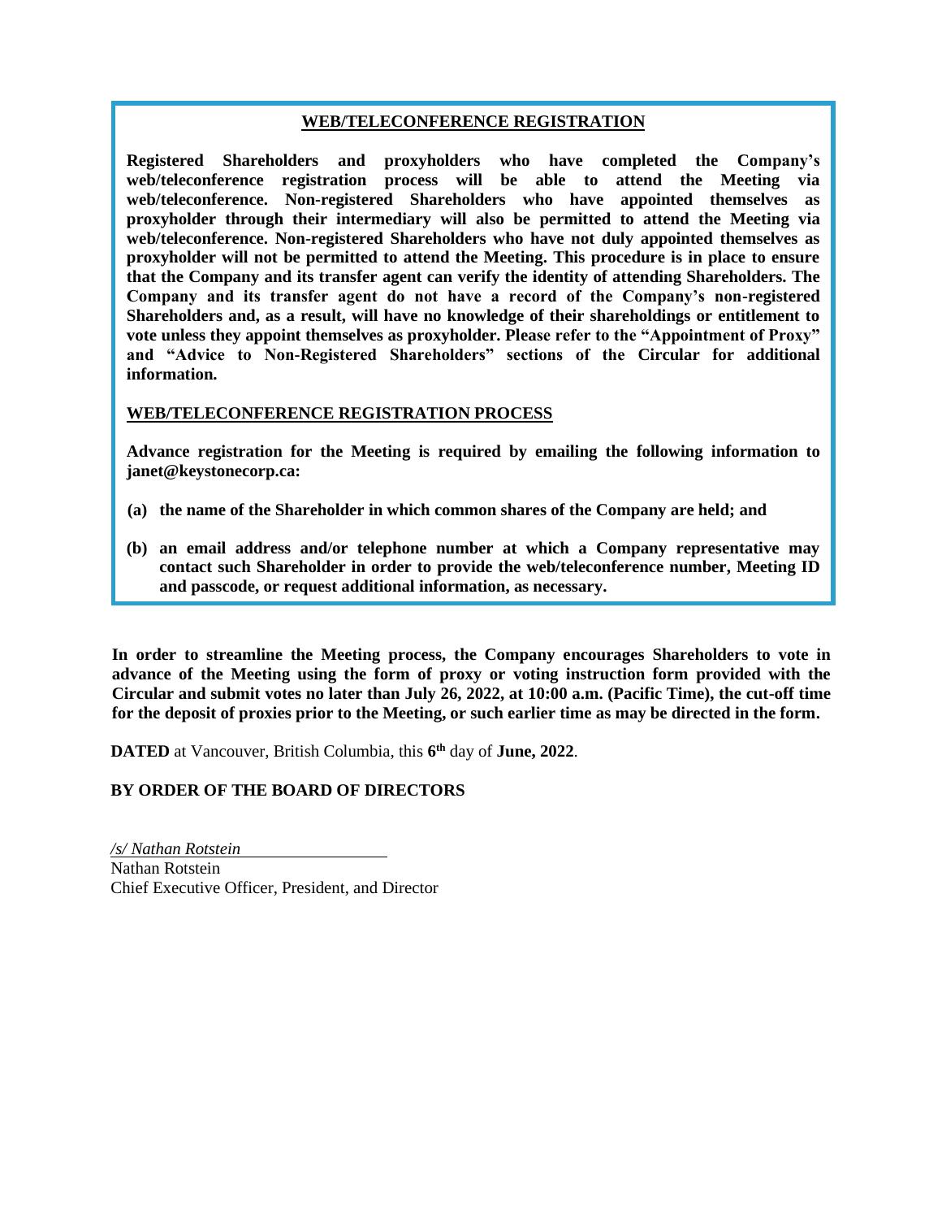**WEB/TELECONFERENCE REGISTRATION**

**Registered Shareholders and proxyholders who have completed the Company's web/teleconference registration process will be able to attend the Meeting via web/teleconference. Non-registered Shareholders who have appointed themselves as proxyholder through their intermediary will also be permitted to attend the Meeting via web/teleconference. Non-registered Shareholders who have not duly appointed themselves as proxyholder will not be permitted to attend the Meeting. This procedure is in place to ensure that the Company and its transfer agent can verify the identity of attending Shareholders. The Company and its transfer agent do not have a record of the Company's non-registered Shareholders and, as a result, will have no knowledge of their shareholdings or entitlement to vote unless they appoint themselves as proxyholder. Please refer to the "Appointment of Proxy" and "Advice to Non-Registered Shareholders" sections of the Circular for additional information.**

**WEB/TELECONFERENCE REGISTRATION PROCESS**

**Advance registration for the Meeting is required by emailing the following information to janet@keystonecorp.ca:**

**(a) the name of the Shareholder in which common shares of the Company are held; and**

**(b) an email address and/or telephone number at which a Company representative may contact such Shareholder in order to provide the web/teleconference number, Meeting ID and passcode, or request additional information, as necessary.**

**In order to streamline the Meeting process, the Company encourages Shareholders to vote in advance of the Meeting using the form of proxy or voting instruction form provided with the Circular and submit votes no later than July 26, 2022, at 10:00 a.m. (Pacific Time), the cut-off time for the deposit of proxies prior to the Meeting, or such earlier time as may be directed in the form.**

**DATED** at Vancouver, British Columbia, this **6th** day of **June, 2022**.

**BY ORDER OF THE BOARD OF DIRECTORS**

*/s/ Nathan Rotstein*

Nathan Rotstein
Chief Executive Officer, President, and Director